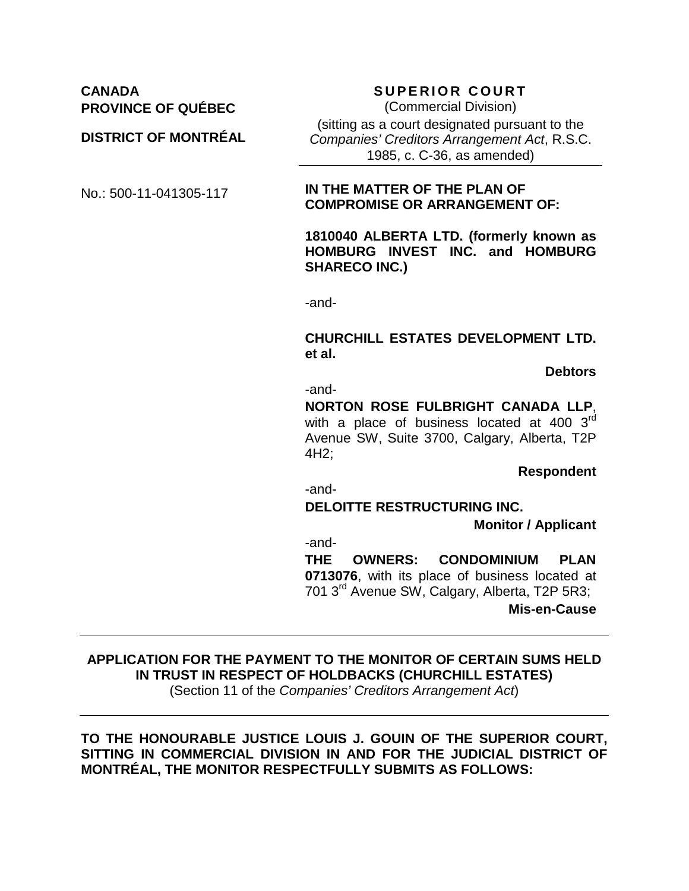**CANADA**
**PROVINCE OF QUÉBEC**

**DISTRICT OF MONTRÉAL**

No.: 500-11-041305-117

**SUPERIOR COURT**
(Commercial Division)
(sitting as a court designated pursuant to the *Companies' Creditors Arrangement Act*, R.S.C. 1985, c. C-36, as amended)

**IN THE MATTER OF THE PLAN OF COMPROMISE OR ARRANGEMENT OF:**

**1810040 ALBERTA LTD. (formerly known as HOMBURG INVEST INC. and HOMBURG SHARECO INC.)**

-and-

**CHURCHILL ESTATES DEVELOPMENT LTD. et al.**

**Debtors**

-and-

**NORTON ROSE FULBRIGHT CANADA LLP**, with a place of business located at 400 3rd Avenue SW, Suite 3700, Calgary, Alberta, T2P 4H2;

**Respondent**

-and-

**DELOITTE RESTRUCTURING INC.**

**Monitor / Applicant**

-and-

**THE OWNERS: CONDOMINIUM PLAN 0713076**, with its place of business located at 701 3rd Avenue SW, Calgary, Alberta, T2P 5R3;

**Mis-en-Cause**

---

**APPLICATION FOR THE PAYMENT TO THE MONITOR OF CERTAIN SUMS HELD IN TRUST IN RESPECT OF HOLDBACKS (CHURCHILL ESTATES)**
(Section 11 of the *Companies' Creditors Arrangement Act*)

---

**TO THE HONOURABLE JUSTICE LOUIS J. GOUIN OF THE SUPERIOR COURT, SITTING IN COMMERCIAL DIVISION IN AND FOR THE JUDICIAL DISTRICT OF MONTRÉAL, THE MONITOR RESPECTFULLY SUBMITS AS FOLLOWS:**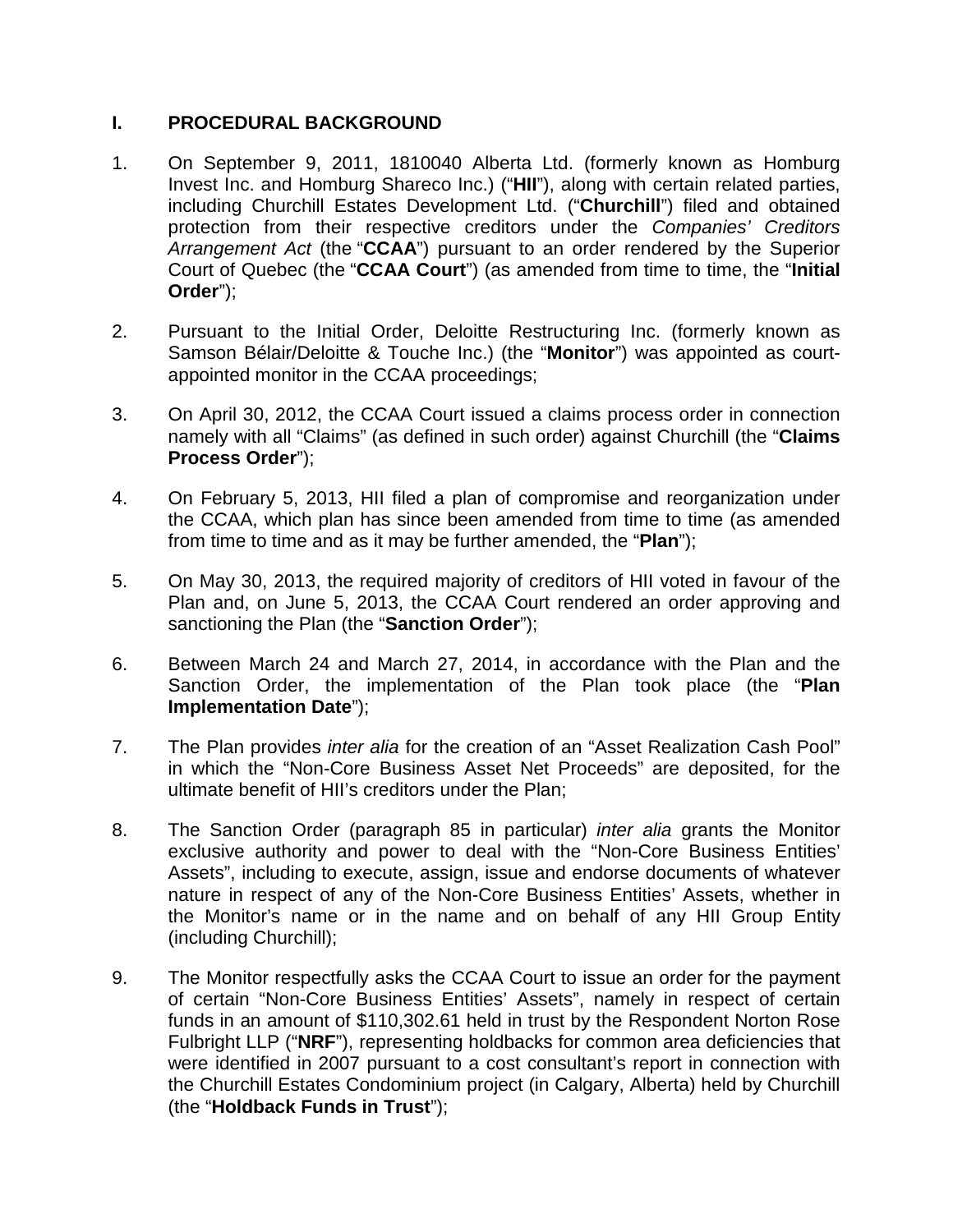## I. PROCEDURAL BACKGROUND

1. On September 9, 2011, 1810040 Alberta Ltd. (formerly known as Homburg Invest Inc. and Homburg Shareco Inc.) ("**HII**"), along with certain related parties, including Churchill Estates Development Ltd. ("**Churchill**") filed and obtained protection from their respective creditors under the *Companies' Creditors Arrangement Act* (the "**CCAA**") pursuant to an order rendered by the Superior Court of Quebec (the "**CCAA Court**") (as amended from time to time, the "**Initial Order**");

2. Pursuant to the Initial Order, Deloitte Restructuring Inc. (formerly known as Samson Bélair/Deloitte & Touche Inc.) (the "**Monitor**") was appointed as court-appointed monitor in the CCAA proceedings;

3. On April 30, 2012, the CCAA Court issued a claims process order in connection namely with all "Claims" (as defined in such order) against Churchill (the "**Claims Process Order**");

4. On February 5, 2013, HII filed a plan of compromise and reorganization under the CCAA, which plan has since been amended from time to time (as amended from time to time and as it may be further amended, the "**Plan**");

5. On May 30, 2013, the required majority of creditors of HII voted in favour of the Plan and, on June 5, 2013, the CCAA Court rendered an order approving and sanctioning the Plan (the "**Sanction Order**");

6. Between March 24 and March 27, 2014, in accordance with the Plan and the Sanction Order, the implementation of the Plan took place (the "**Plan Implementation Date**");

7. The Plan provides *inter alia* for the creation of an "Asset Realization Cash Pool" in which the "Non-Core Business Asset Net Proceeds" are deposited, for the ultimate benefit of HII's creditors under the Plan;

8. The Sanction Order (paragraph 85 in particular) *inter alia* grants the Monitor exclusive authority and power to deal with the "Non-Core Business Entities' Assets", including to execute, assign, issue and endorse documents of whatever nature in respect of any of the Non-Core Business Entities' Assets, whether in the Monitor's name or in the name and on behalf of any HII Group Entity (including Churchill);

9. The Monitor respectfully asks the CCAA Court to issue an order for the payment of certain "Non-Core Business Entities' Assets", namely in respect of certain funds in an amount of $110,302.61 held in trust by the Respondent Norton Rose Fulbright LLP ("**NRF**"), representing holdbacks for common area deficiencies that were identified in 2007 pursuant to a cost consultant's report in connection with the Churchill Estates Condominium project (in Calgary, Alberta) held by Churchill (the "**Holdback Funds in Trust**");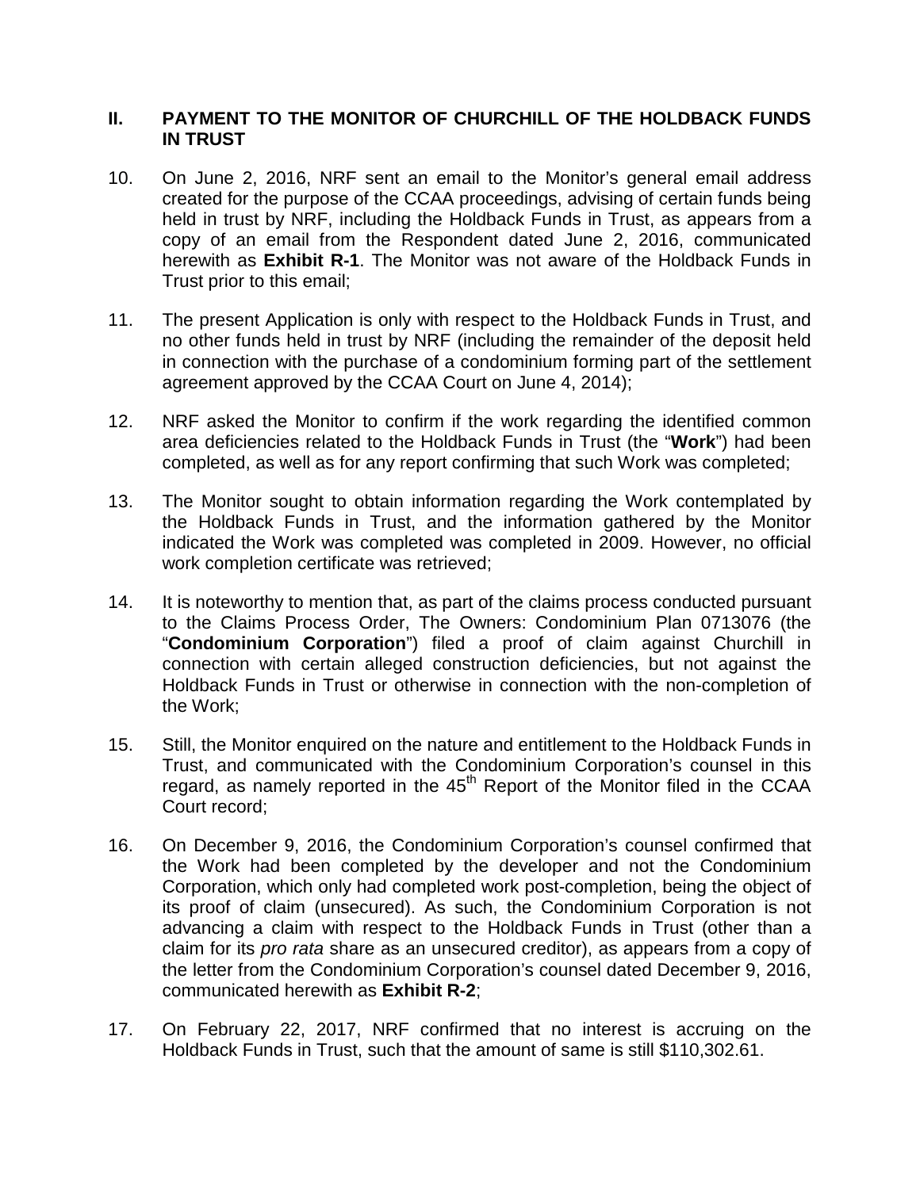## II. PAYMENT TO THE MONITOR OF CHURCHILL OF THE HOLDBACK FUNDS IN TRUST

10. On June 2, 2016, NRF sent an email to the Monitor's general email address created for the purpose of the CCAA proceedings, advising of certain funds being held in trust by NRF, including the Holdback Funds in Trust, as appears from a copy of an email from the Respondent dated June 2, 2016, communicated herewith as **Exhibit R-1**. The Monitor was not aware of the Holdback Funds in Trust prior to this email;

11. The present Application is only with respect to the Holdback Funds in Trust, and no other funds held in trust by NRF (including the remainder of the deposit held in connection with the purchase of a condominium forming part of the settlement agreement approved by the CCAA Court on June 4, 2014);

12. NRF asked the Monitor to confirm if the work regarding the identified common area deficiencies related to the Holdback Funds in Trust (the "**Work**") had been completed, as well as for any report confirming that such Work was completed;

13. The Monitor sought to obtain information regarding the Work contemplated by the Holdback Funds in Trust, and the information gathered by the Monitor indicated the Work was completed was completed in 2009. However, no official work completion certificate was retrieved;

14. It is noteworthy to mention that, as part of the claims process conducted pursuant to the Claims Process Order, The Owners: Condominium Plan 0713076 (the "**Condominium Corporation**") filed a proof of claim against Churchill in connection with certain alleged construction deficiencies, but not against the Holdback Funds in Trust or otherwise in connection with the non-completion of the Work;

15. Still, the Monitor enquired on the nature and entitlement to the Holdback Funds in Trust, and communicated with the Condominium Corporation's counsel in this regard, as namely reported in the 45th Report of the Monitor filed in the CCAA Court record;

16. On December 9, 2016, the Condominium Corporation's counsel confirmed that the Work had been completed by the developer and not the Condominium Corporation, which only had completed work post-completion, being the object of its proof of claim (unsecured). As such, the Condominium Corporation is not advancing a claim with respect to the Holdback Funds in Trust (other than a claim for its *pro rata* share as an unsecured creditor), as appears from a copy of the letter from the Condominium Corporation's counsel dated December 9, 2016, communicated herewith as **Exhibit R-2**;

17. On February 22, 2017, NRF confirmed that no interest is accruing on the Holdback Funds in Trust, such that the amount of same is still $110,302.61.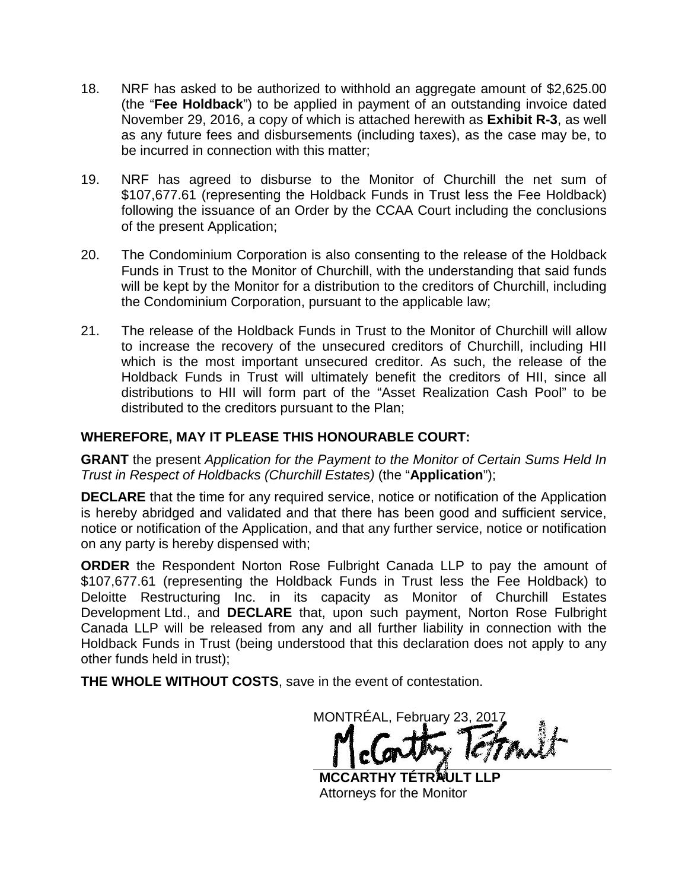18. NRF has asked to be authorized to withhold an aggregate amount of $2,625.00 (the "**Fee Holdback**") to be applied in payment of an outstanding invoice dated November 29, 2016, a copy of which is attached herewith as **Exhibit R-3**, as well as any future fees and disbursements (including taxes), as the case may be, to be incurred in connection with this matter;

19. NRF has agreed to disburse to the Monitor of Churchill the net sum of $107,677.61 (representing the Holdback Funds in Trust less the Fee Holdback) following the issuance of an Order by the CCAA Court including the conclusions of the present Application;

20. The Condominium Corporation is also consenting to the release of the Holdback Funds in Trust to the Monitor of Churchill, with the understanding that said funds will be kept by the Monitor for a distribution to the creditors of Churchill, including the Condominium Corporation, pursuant to the applicable law;

21. The release of the Holdback Funds in Trust to the Monitor of Churchill will allow to increase the recovery of the unsecured creditors of Churchill, including HII which is the most important unsecured creditor. As such, the release of the Holdback Funds in Trust will ultimately benefit the creditors of HII, since all distributions to HII will form part of the "Asset Realization Cash Pool" to be distributed to the creditors pursuant to the Plan;

**WHEREFORE, MAY IT PLEASE THIS HONOURABLE COURT:**

**GRANT** the present *Application for the Payment to the Monitor of Certain Sums Held In Trust in Respect of Holdbacks (Churchill Estates)* (the "**Application**");

**DECLARE** that the time for any required service, notice or notification of the Application is hereby abridged and validated and that there has been good and sufficient service, notice or notification of the Application, and that any further service, notice or notification on any party is hereby dispensed with;

**ORDER** the Respondent Norton Rose Fulbright Canada LLP to pay the amount of $107,677.61 (representing the Holdback Funds in Trust less the Fee Holdback) to Deloitte Restructuring Inc. in its capacity as Monitor of Churchill Estates Development Ltd., and **DECLARE** that, upon such payment, Norton Rose Fulbright Canada LLP will be released from any and all further liability in connection with the Holdback Funds in Trust (being understood that this declaration does not apply to any other funds held in trust);

**THE WHOLE WITHOUT COSTS**, save in the event of contestation.

MONTRÉAL, February 23, 2017

McCarthy Tétrault

**MCCARTHY TÉTRAULT LLP**
Attorneys for the Monitor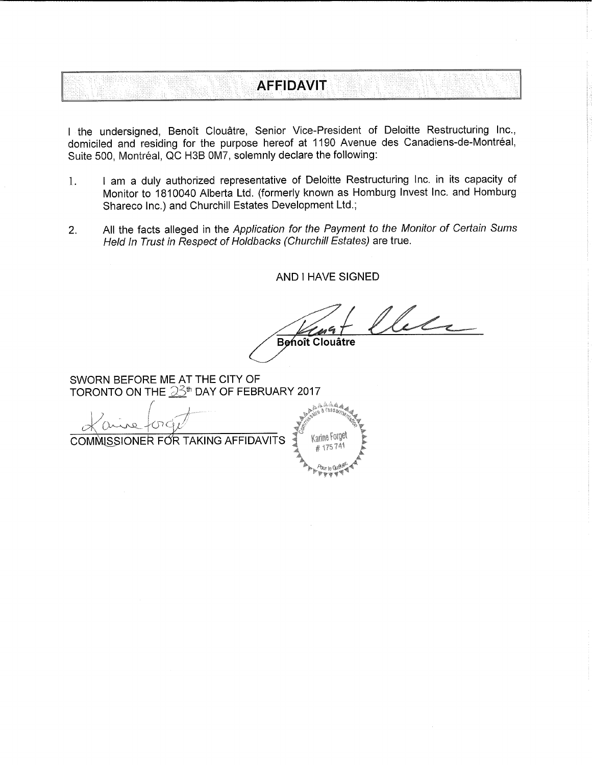# AFFIDAVIT

I the undersigned, Benoît Clouâtre, Senior Vice-President of Deloitte Restructuring Inc., domiciled and residing for the purpose hereof at 1190 Avenue des Canadiens-de-Montréal, Suite 500, Montréal, QC H3B 0M7, solemnly declare the following:

1. I am a duly authorized representative of Deloitte Restructuring Inc. in its capacity of Monitor to 1810040 Alberta Ltd. (formerly known as Homburg Invest Inc. and Homburg Shareco Inc.) and Churchill Estates Development Ltd.;

2. All the facts alleged in the *Application for the Payment to the Monitor of Certain Sums Held In Trust in Respect of Holdbacks (Churchill Estates)* are true.

AND I HAVE SIGNED

Benoît Clouâtre

SWORN BEFORE ME AT THE CITY OF TORONTO ON THE 23th DAY OF FEBRUARY 2017

COMMISSIONER FOR TAKING AFFIDAVITS

Commissaire à l'assermentation
Karine Forget
# 175 741
Pour le Québec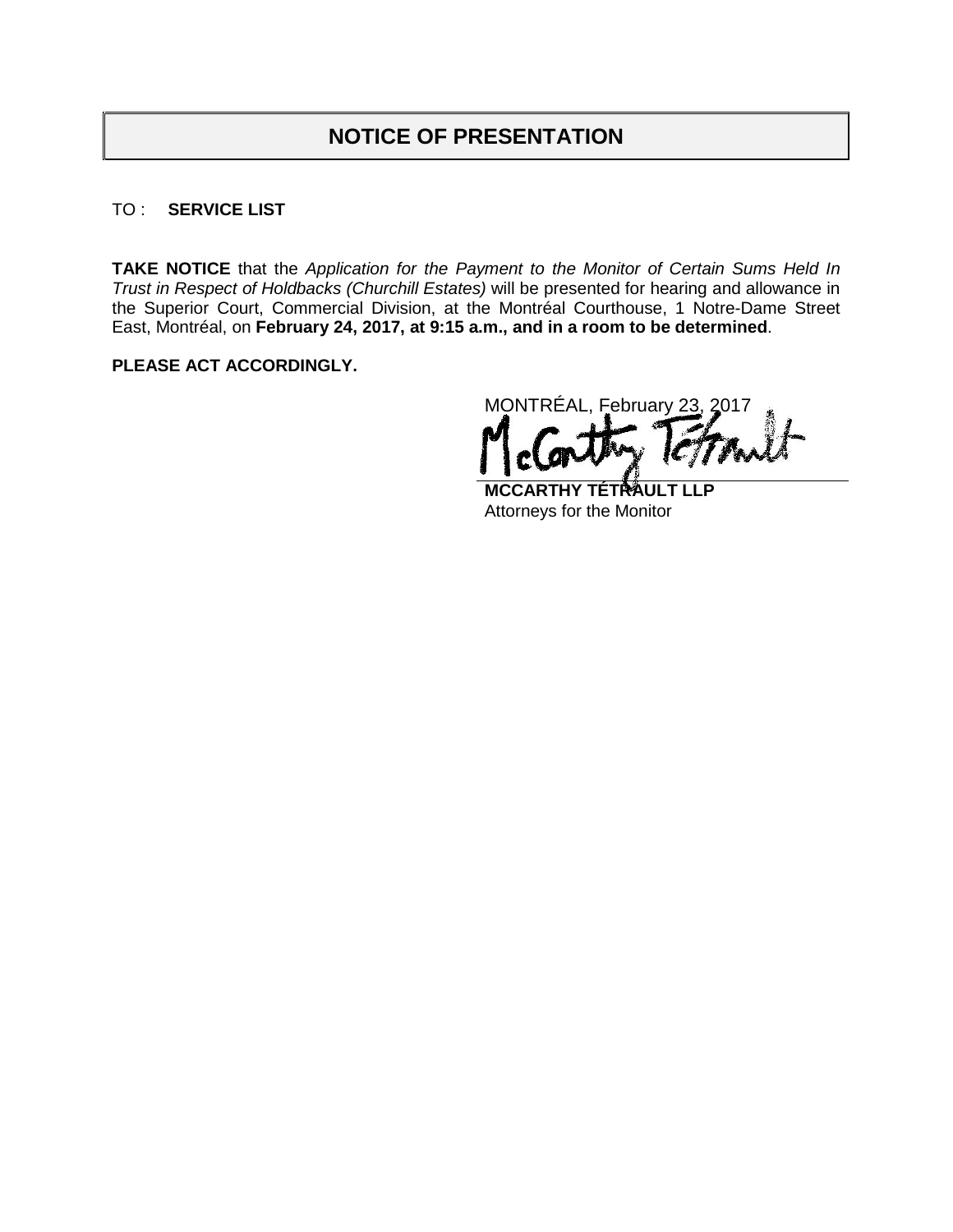# NOTICE OF PRESENTATION

TO : **SERVICE LIST**

**TAKE NOTICE** that the *Application for the Payment to the Monitor of Certain Sums Held In Trust in Respect of Holdbacks (Churchill Estates)* will be presented for hearing and allowance in the Superior Court, Commercial Division, at the Montréal Courthouse, 1 Notre-Dame Street East, Montréal, on **February 24, 2017, at 9:15 a.m., and in a room to be determined**.

**PLEASE ACT ACCORDINGLY.**

MONTRÉAL, February 23, 2017

McCarthy Tétrault

**MCCARTHY TÉTRAULT LLP**
Attorneys for the Monitor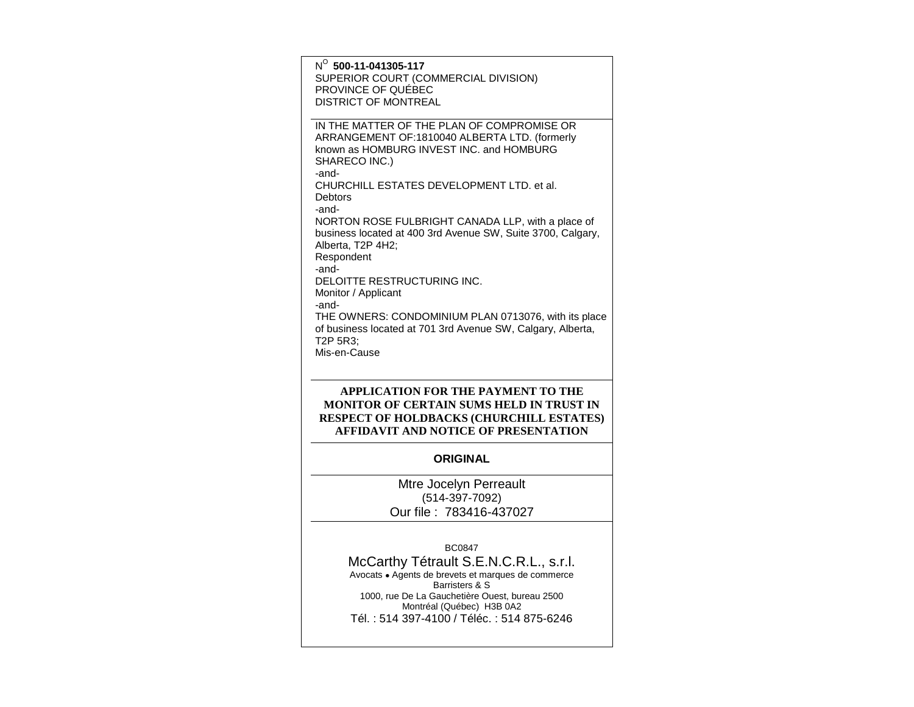N[O] **500-11-041305-117**
SUPERIOR COURT (COMMERCIAL DIVISION)
PROVINCE OF QUÉBEC
DISTRICT OF MONTREAL

---

IN THE MATTER OF THE PLAN OF COMPROMISE OR ARRANGEMENT OF:1810040 ALBERTA LTD. (formerly known as HOMBURG INVEST INC. and HOMBURG SHARECO INC.)

-and-

CHURCHILL ESTATES DEVELOPMENT LTD. et al.
Debtors

-and-

NORTON ROSE FULBRIGHT CANADA LLP, with a place of business located at 400 3rd Avenue SW, Suite 3700, Calgary, Alberta, T2P 4H2;
Respondent

-and-

DELOITTE RESTRUCTURING INC.
Monitor / Applicant

-and-

THE OWNERS: CONDOMINIUM PLAN 0713076, with its place of business located at 701 3rd Avenue SW, Calgary, Alberta, T2P 5R3;
Mis-en-Cause

---

**APPLICATION FOR THE PAYMENT TO THE MONITOR OF CERTAIN SUMS HELD IN TRUST IN RESPECT OF HOLDBACKS (CHURCHILL ESTATES) AFFIDAVIT AND NOTICE OF PRESENTATION**

---

**ORIGINAL**

---

Mtre Jocelyn Perreault
(514-397-7092)
Our file : 783416-437027

---

BC0847

McCarthy Tétrault S.E.N.C.R.L., s.r.l.
Avocats • Agents de brevets et marques de commerce
Barristers & S
1000, rue De La Gauchetière Ouest, bureau 2500
Montréal (Québec) H3B 0A2
Tél. : 514 397-4100 / Téléc. : 514 875-6246